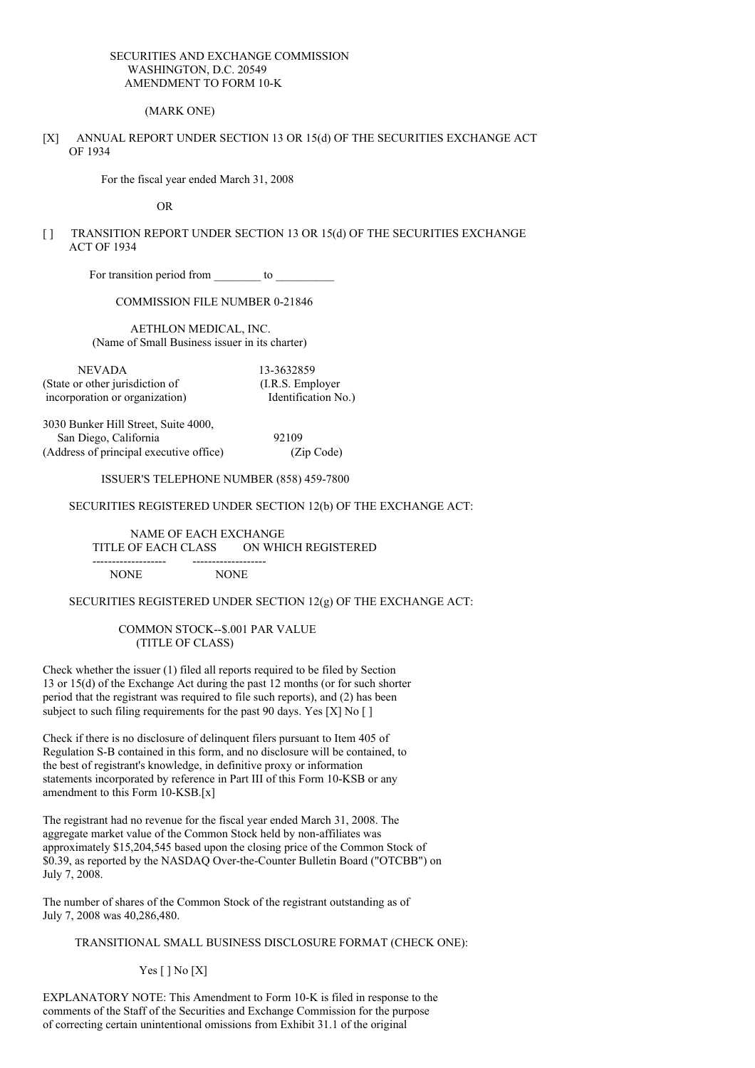SECURITIES AND EXCHANGE COMMISSION
WASHINGTON, D.C. 20549
AMENDMENT TO FORM 10-K

(MARK ONE)

[X] ANNUAL REPORT UNDER SECTION 13 OR 15(d) OF THE SECURITIES EXCHANGE ACT OF 1934

For the fiscal year ended March 31, 2008

OR

[ ] TRANSITION REPORT UNDER SECTION 13 OR 15(d) OF THE SECURITIES EXCHANGE ACT OF 1934

For transition period from ________ to __________

COMMISSION FILE NUMBER 0-21846

AETHLON MEDICAL, INC.
(Name of Small Business issuer in its charter)

| NEVADA | 13-3632859 |
|---|---|
| (State or other jurisdiction of incorporation or organization) | (I.R.S. Employer Identification No.) |

| 3030 Bunker Hill Street, Suite 4000, San Diego, California | 92109 |
|---|---|
| (Address of principal executive office) | (Zip Code) |

ISSUER'S TELEPHONE NUMBER (858) 459-7800

SECURITIES REGISTERED UNDER SECTION 12(b) OF THE EXCHANGE ACT:

| TITLE OF EACH CLASS | NAME OF EACH EXCHANGE ON WHICH REGISTERED |
|---|---|
| NONE | NONE |

SECURITIES REGISTERED UNDER SECTION 12(g) OF THE EXCHANGE ACT:

COMMON STOCK--$.001 PAR VALUE
(TITLE OF CLASS)

Check whether the issuer (1) filed all reports required to be filed by Section 13 or 15(d) of the Exchange Act during the past 12 months (or for such shorter period that the registrant was required to file such reports), and (2) has been subject to such filing requirements for the past 90 days. Yes [X] No [ ]

Check if there is no disclosure of delinquent filers pursuant to Item 405 of Regulation S-B contained in this form, and no disclosure will be contained, to the best of registrant's knowledge, in definitive proxy or information statements incorporated by reference in Part III of this Form 10-KSB or any amendment to this Form 10-KSB.[x]

The registrant had no revenue for the fiscal year ended March 31, 2008. The aggregate market value of the Common Stock held by non-affiliates was approximately $15,204,545 based upon the closing price of the Common Stock of $0.39, as reported by the NASDAQ Over-the-Counter Bulletin Board ("OTCBB") on July 7, 2008.

The number of shares of the Common Stock of the registrant outstanding as of July 7, 2008 was 40,286,480.

TRANSITIONAL SMALL BUSINESS DISCLOSURE FORMAT (CHECK ONE):

Yes [ ] No [X]

EXPLANATORY NOTE: This Amendment to Form 10-K is filed in response to the comments of the Staff of the Securities and Exchange Commission for the purpose of correcting certain unintentional omissions from Exhibit 31.1 of the original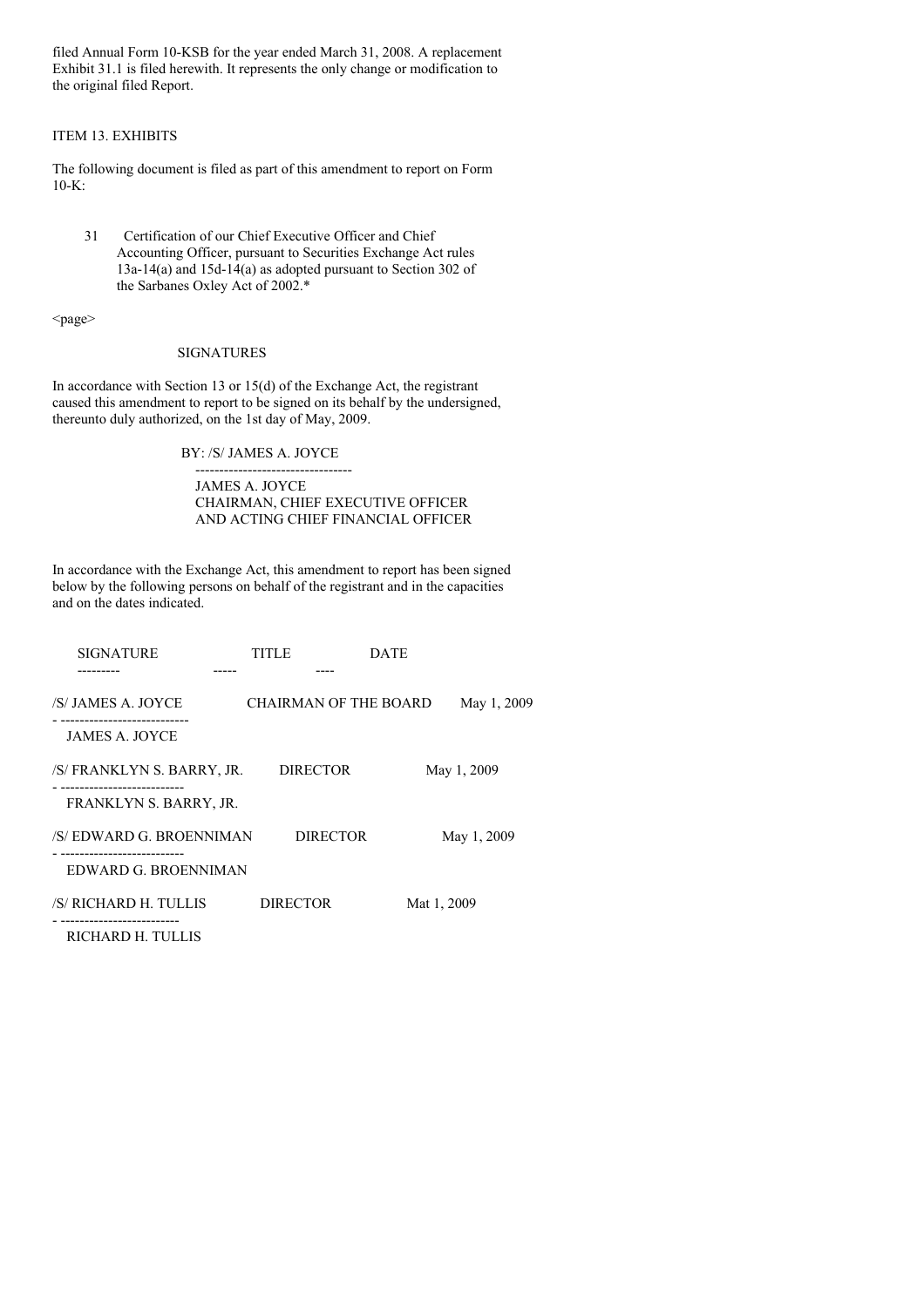filed Annual Form 10-KSB for the year ended March 31, 2008. A replacement Exhibit 31.1 is filed herewith. It represents the only change or modification to the original filed Report.

ITEM 13. EXHIBITS

The following document is filed as part of this amendment to report on Form 10-K:

31 Certification of our Chief Executive Officer and Chief Accounting Officer, pursuant to Securities Exchange Act rules 13a-14(a) and 15d-14(a) as adopted pursuant to Section 302 of the Sarbanes Oxley Act of 2002.*

<page>

SIGNATURES

In accordance with Section 13 or 15(d) of the Exchange Act, the registrant caused this amendment to report to be signed on its behalf by the undersigned, thereunto duly authorized, on the 1st day of May, 2009.

BY: /S/ JAMES A. JOYCE

JAMES A. JOYCE
CHAIRMAN, CHIEF EXECUTIVE OFFICER
AND ACTING CHIEF FINANCIAL OFFICER

In accordance with the Exchange Act, this amendment to report has been signed below by the following persons on behalf of the registrant and in the capacities and on the dates indicated.

| SIGNATURE | TITLE | DATE |
|---|---|---|
| /S/ JAMES A. JOYCE<br>JAMES A. JOYCE | CHAIRMAN OF THE BOARD | May 1, 2009 |
| /S/ FRANKLYN S. BARRY, JR.<br>FRANKLYN S. BARRY, JR. | DIRECTOR | May 1, 2009 |
| /S/ EDWARD G. BROENNIMAN<br>EDWARD G. BROENNIMAN | DIRECTOR | May 1, 2009 |
| /S/ RICHARD H. TULLIS<br>RICHARD H. TULLIS | DIRECTOR | Mat 1, 2009 |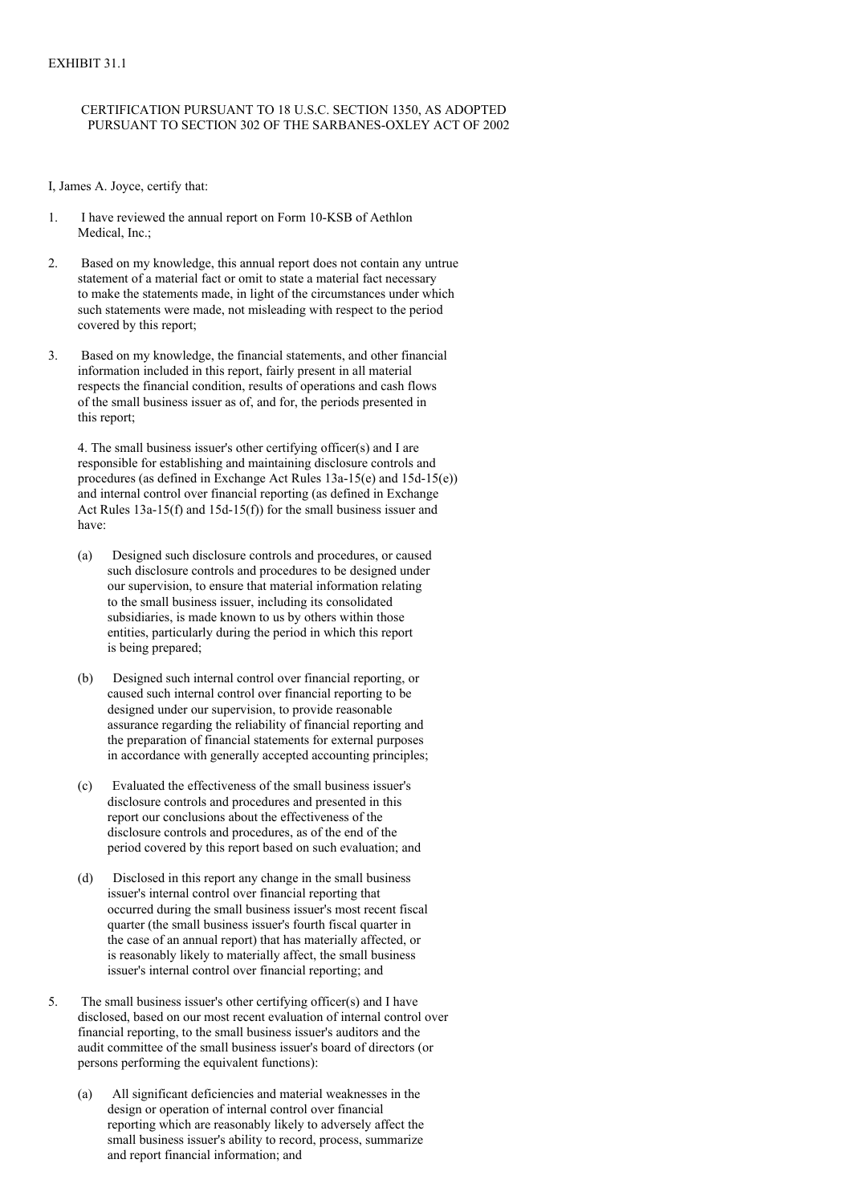EXHIBIT 31.1

CERTIFICATION PURSUANT TO 18 U.S.C. SECTION 1350, AS ADOPTED PURSUANT TO SECTION 302 OF THE SARBANES-OXLEY ACT OF 2002

I, James A. Joyce, certify that:

1. I have reviewed the annual report on Form 10-KSB of Aethlon Medical, Inc.;

2. Based on my knowledge, this annual report does not contain any untrue statement of a material fact or omit to state a material fact necessary to make the statements made, in light of the circumstances under which such statements were made, not misleading with respect to the period covered by this report;

3. Based on my knowledge, the financial statements, and other financial information included in this report, fairly present in all material respects the financial condition, results of operations and cash flows of the small business issuer as of, and for, the periods presented in this report;

4. The small business issuer's other certifying officer(s) and I are responsible for establishing and maintaining disclosure controls and procedures (as defined in Exchange Act Rules 13a-15(e) and 15d-15(e)) and internal control over financial reporting (as defined in Exchange Act Rules 13a-15(f) and 15d-15(f)) for the small business issuer and have:

   (a) Designed such disclosure controls and procedures, or caused such disclosure controls and procedures to be designed under our supervision, to ensure that material information relating to the small business issuer, including its consolidated subsidiaries, is made known to us by others within those entities, particularly during the period in which this report is being prepared;

   (b) Designed such internal control over financial reporting, or caused such internal control over financial reporting to be designed under our supervision, to provide reasonable assurance regarding the reliability of financial reporting and the preparation of financial statements for external purposes in accordance with generally accepted accounting principles;

   (c) Evaluated the effectiveness of the small business issuer's disclosure controls and procedures and presented in this report our conclusions about the effectiveness of the disclosure controls and procedures, as of the end of the period covered by this report based on such evaluation; and

   (d) Disclosed in this report any change in the small business issuer's internal control over financial reporting that occurred during the small business issuer's most recent fiscal quarter (the small business issuer's fourth fiscal quarter in the case of an annual report) that has materially affected, or is reasonably likely to materially affect, the small business issuer's internal control over financial reporting; and

5. The small business issuer's other certifying officer(s) and I have disclosed, based on our most recent evaluation of internal control over financial reporting, to the small business issuer's auditors and the audit committee of the small business issuer's board of directors (or persons performing the equivalent functions):

   (a) All significant deficiencies and material weaknesses in the design or operation of internal control over financial reporting which are reasonably likely to adversely affect the small business issuer's ability to record, process, summarize and report financial information; and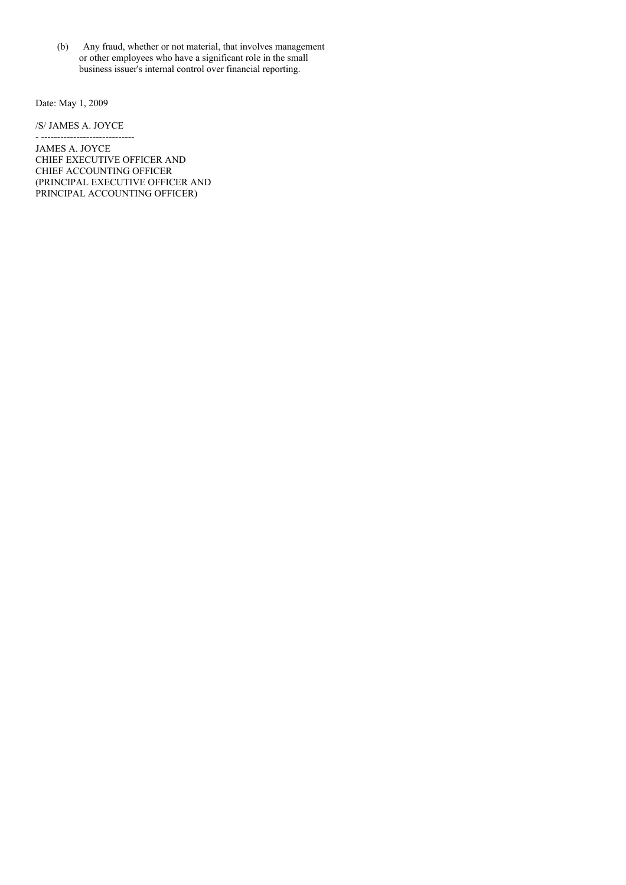(b) Any fraud, whether or not material, that involves management or other employees who have a significant role in the small business issuer's internal control over financial reporting.

Date: May 1, 2009

/S/ JAMES A. JOYCE

- -----------------------------

JAMES A. JOYCE
CHIEF EXECUTIVE OFFICER AND
CHIEF ACCOUNTING OFFICER
(PRINCIPAL EXECUTIVE OFFICER AND
PRINCIPAL ACCOUNTING OFFICER)